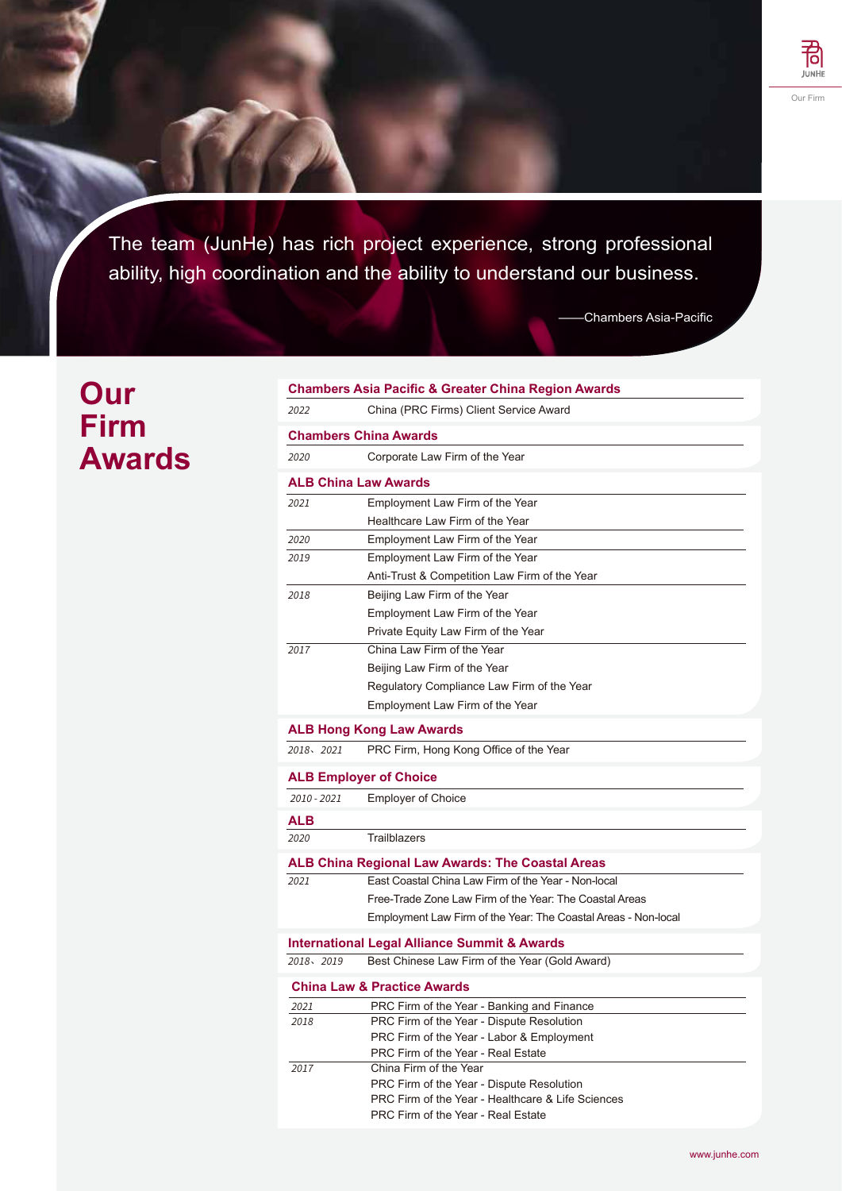> The team (JunHe) has rich project experience, strong professional ability, high coordination and the ability to understand our business.
>
> ——Chambers Asia-Pacific

# Our Firm Awards

## Chambers Asia Pacific & Greater China Region Awards

| | |
|---|---|
| *2022* | China (PRC Firms) Client Service Award |

## Chambers China Awards

| | |
|---|---|
| *2020* | Corporate Law Firm of the Year |

## ALB China Law Awards

| | |
|---|---|
| *2021* | Employment Law Firm of the Year |
| | Healthcare Law Firm of the Year |
| *2020* | Employment Law Firm of the Year |
| *2019* | Employment Law Firm of the Year |
| | Anti-Trust & Competition Law Firm of the Year |
| *2018* | Beijing Law Firm of the Year |
| | Employment Law Firm of the Year |
| | Private Equity Law Firm of the Year |
| *2017* | China Law Firm of the Year |
| | Beijing Law Firm of the Year |
| | Regulatory Compliance Law Firm of the Year |
| | Employment Law Firm of the Year |

## ALB Hong Kong Law Awards

| | |
|---|---|
| *2018、2021* | PRC Firm, Hong Kong Office of the Year |

## ALB Employer of Choice

| | |
|---|---|
| *2010 - 2021* | Employer of Choice |

## ALB

| | |
|---|---|
| *2020* | Trailblazers |

## ALB China Regional Law Awards: The Coastal Areas

| | |
|---|---|
| *2021* | East Coastal China Law Firm of the Year - Non-local |
| | Free-Trade Zone Law Firm of the Year: The Coastal Areas |
| | Employment Law Firm of the Year: The Coastal Areas - Non-local |

## International Legal Alliance Summit & Awards

| | |
|---|---|
| *2018、2019* | Best Chinese Law Firm of the Year (Gold Award) |

## China Law & Practice Awards

| | |
|---|---|
| *2021* | PRC Firm of the Year - Banking and Finance |
| *2018* | PRC Firm of the Year - Dispute Resolution |
| | PRC Firm of the Year - Labor & Employment |
| | PRC Firm of the Year - Real Estate |
| *2017* | China Firm of the Year |
| | PRC Firm of the Year - Dispute Resolution |
| | PRC Firm of the Year - Healthcare & Life Sciences |
| | PRC Firm of the Year - Real Estate |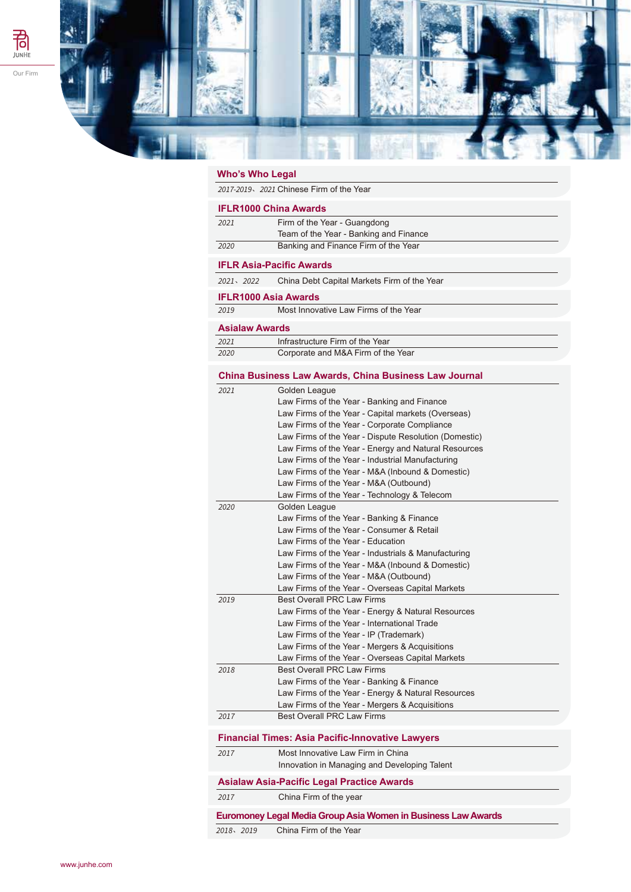### Who's Who Legal

| | |
|---|---|
| *2017-2019、2021* | Chinese Firm of the Year |

### IFLR1000 China Awards

| | |
|---|---|
| *2021* | Firm of the Year - Guangdong<br>Team of the Year - Banking and Finance |
| *2020* | Banking and Finance Firm of the Year |

### IFLR Asia-Pacific Awards

| | |
|---|---|
| *2021、2022* | China Debt Capital Markets Firm of the Year |

### IFLR1000 Asia Awards

| | |
|---|---|
| *2019* | Most Innovative Law Firms of the Year |

### Asialaw Awards

| | |
|---|---|
| *2021* | Infrastructure Firm of the Year |
| *2020* | Corporate and M&A Firm of the Year |

### China Business Law Awards, China Business Law Journal

| | |
|---|---|
| *2021* | Golden League<br>Law Firms of the Year - Banking and Finance<br>Law Firms of the Year - Capital markets (Overseas)<br>Law Firms of the Year - Corporate Compliance<br>Law Firms of the Year - Dispute Resolution (Domestic)<br>Law Firms of the Year - Energy and Natural Resources<br>Law Firms of the Year - Industrial Manufacturing<br>Law Firms of the Year - M&A (Inbound & Domestic)<br>Law Firms of the Year - M&A (Outbound)<br>Law Firms of the Year - Technology & Telecom |
| *2020* | Golden League<br>Law Firms of the Year - Banking & Finance<br>Law Firms of the Year - Consumer & Retail<br>Law Firms of the Year - Education<br>Law Firms of the Year - Industrials & Manufacturing<br>Law Firms of the Year - M&A (Inbound & Domestic)<br>Law Firms of the Year - M&A (Outbound)<br>Law Firms of the Year - Overseas Capital Markets |
| *2019* | Best Overall PRC Law Firms<br>Law Firms of the Year - Energy & Natural Resources<br>Law Firms of the Year - International Trade<br>Law Firms of the Year - IP (Trademark)<br>Law Firms of the Year - Mergers & Acquisitions<br>Law Firms of the Year - Overseas Capital Markets |
| *2018* | Best Overall PRC Law Firms<br>Law Firms of the Year - Banking & Finance<br>Law Firms of the Year - Energy & Natural Resources<br>Law Firms of the Year - Mergers & Acquisitions |
| *2017* | Best Overall PRC Law Firms |

### Financial Times: Asia Pacific-Innovative Lawyers

| | |
|---|---|
| *2017* | Most Innovative Law Firm in China<br>Innovation in Managing and Developing Talent |

### Asialaw Asia-Pacific Legal Practice Awards

| | |
|---|---|
| *2017* | China Firm of the year |

### Euromoney Legal Media Group Asia Women in Business Law Awards

| | |
|---|---|
| *2018、2019* | China Firm of the Year |